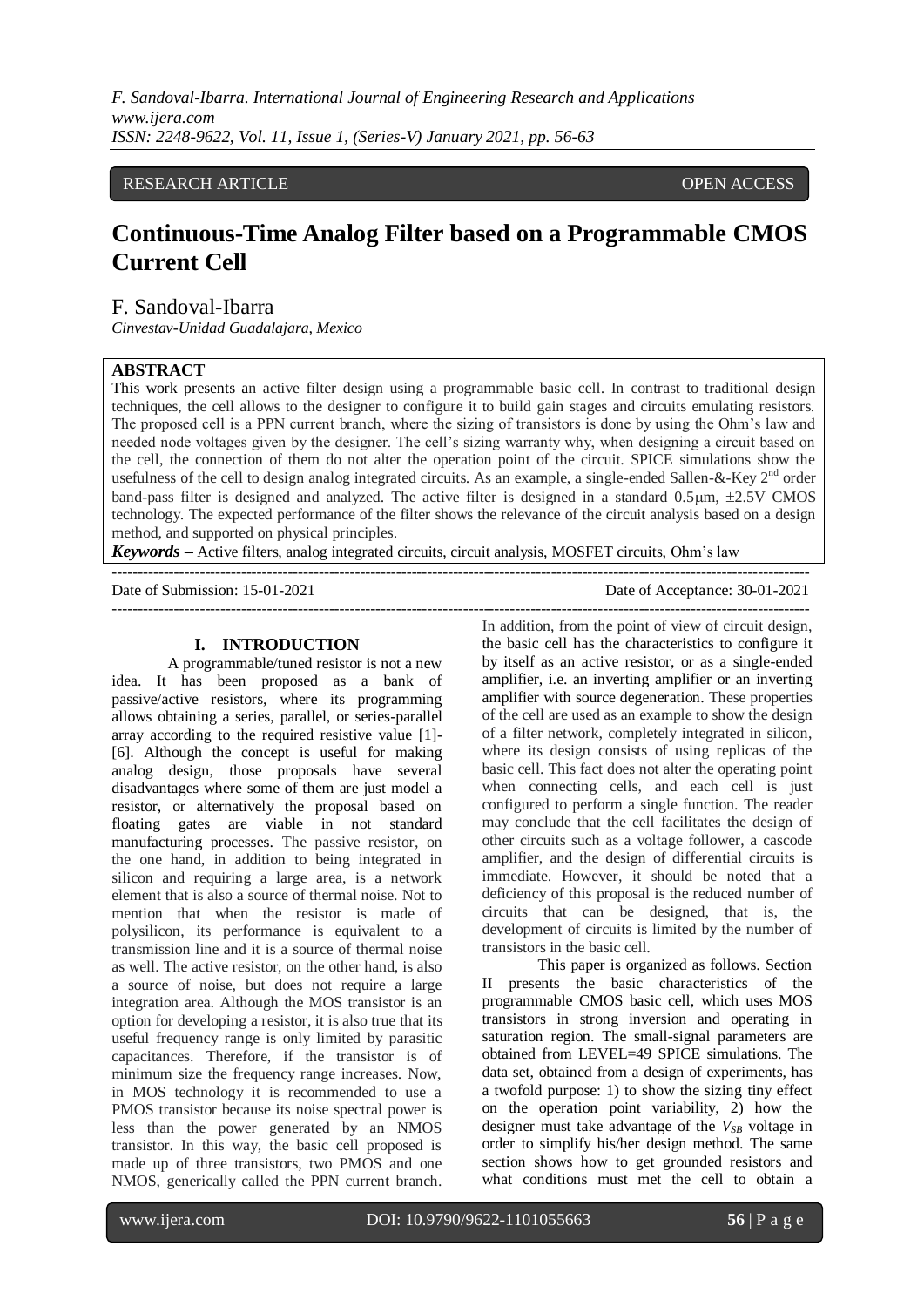RESEARCH ARTICLE OPEN ACCESS

# Continuous-Time Analog Filter based on a Programmable CMOS Current Cell

F. Sandoval-Ibarra

*Cinvestav-Unidad Guadalajara, Mexico*

## ABSTRACT

This work presents an active filter design using a programmable basic cell. In contrast to traditional design techniques, the cell allows to the designer to configure it to build gain stages and circuits emulating resistors. The proposed cell is a PPN current branch, where the sizing of transistors is done by using the Ohm's law and needed node voltages given by the designer. The cell's sizing warranty why, when designing a circuit based on the cell, the connection of them do not alter the operation point of the circuit. SPICE simulations show the usefulness of the cell to design analog integrated circuits. As an example, a single-ended Sallen-&-Key 2[nd] order band-pass filter is designed and analyzed. The active filter is designed in a standard 0.5μm, ±2.5V CMOS technology. The expected performance of the filter shows the relevance of the circuit analysis based on a design method, and supported on physical principles.

***Keywords*** – Active filters, analog integrated circuits, circuit analysis, MOSFET circuits, Ohm's law

Date of Submission: 15-01-2021 Date of Acceptance: 30-01-2021

## I. INTRODUCTION

A programmable/tuned resistor is not a new idea. It has been proposed as a bank of passive/active resistors, where its programming allows obtaining a series, parallel, or series-parallel array according to the required resistive value [1]-[6]. Although the concept is useful for making analog design, those proposals have several disadvantages where some of them are just model a resistor, or alternatively the proposal based on floating gates are viable in not standard manufacturing processes. The passive resistor, on the one hand, in addition to being integrated in silicon and requiring a large area, is a network element that is also a source of thermal noise. Not to mention that when the resistor is made of polysilicon, its performance is equivalent to a transmission line and it is a source of thermal noise as well. The active resistor, on the other hand, is also a source of noise, but does not require a large integration area. Although the MOS transistor is an option for developing a resistor, it is also true that its useful frequency range is only limited by parasitic capacitances. Therefore, if the transistor is of minimum size the frequency range increases. Now, in MOS technology it is recommended to use a PMOS transistor because its noise spectral power is less than the power generated by an NMOS transistor. In this way, the basic cell proposed is made up of three transistors, two PMOS and one NMOS, generically called the PPN current branch. In addition, from the point of view of circuit design, the basic cell has the characteristics to configure it by itself as an active resistor, or as a single-ended amplifier, i.e. an inverting amplifier or an inverting amplifier with source degeneration. These properties of the cell are used as an example to show the design of a filter network, completely integrated in silicon, where its design consists of using replicas of the basic cell. This fact does not alter the operating point when connecting cells, and each cell is just configured to perform a single function. The reader may conclude that the cell facilitates the design of other circuits such as a voltage follower, a cascode amplifier, and the design of differential circuits is immediate. However, it should be noted that a deficiency of this proposal is the reduced number of circuits that can be designed, that is, the development of circuits is limited by the number of transistors in the basic cell.

This paper is organized as follows. Section II presents the basic characteristics of the programmable CMOS basic cell, which uses MOS transistors in strong inversion and operating in saturation region. The small-signal parameters are obtained from LEVEL=49 SPICE simulations. The data set, obtained from a design of experiments, has a twofold purpose: 1) to show the sizing tiny effect on the operation point variability, 2) how the designer must take advantage of the $V_{SB}$ voltage in order to simplify his/her design method. The same section shows how to get grounded resistors and what conditions must met the cell to obtain a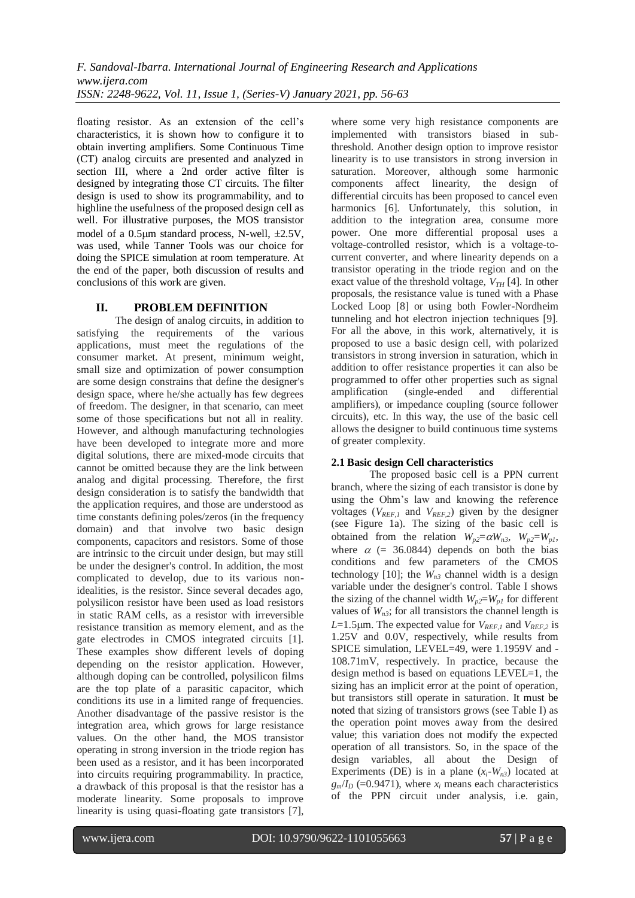floating resistor. As an extension of the cell's characteristics, it is shown how to configure it to obtain inverting amplifiers. Some Continuous Time (CT) analog circuits are presented and analyzed in section III, where a 2nd order active filter is designed by integrating those CT circuits. The filter design is used to show its programmability, and to highline the usefulness of the proposed design cell as well. For illustrative purposes, the MOS transistor model of a 0.5μm standard process, N-well, ±2.5V, was used, while Tanner Tools was our choice for doing the SPICE simulation at room temperature. At the end of the paper, both discussion of results and conclusions of this work are given.

## II. PROBLEM DEFINITION

The design of analog circuits, in addition to satisfying the requirements of the various applications, must meet the regulations of the consumer market. At present, minimum weight, small size and optimization of power consumption are some design constrains that define the designer's design space, where he/she actually has few degrees of freedom. The designer, in that scenario, can meet some of those specifications but not all in reality. However, and although manufacturing technologies have been developed to integrate more and more digital solutions, there are mixed-mode circuits that cannot be omitted because they are the link between analog and digital processing. Therefore, the first design consideration is to satisfy the bandwidth that the application requires, and those are understood as time constants defining poles/zeros (in the frequency domain) and that involve two basic design components, capacitors and resistors. Some of those are intrinsic to the circuit under design, but may still be under the designer's control. In addition, the most complicated to develop, due to its various non-idealities, is the resistor. Since several decades ago, polysilicon resistor have been used as load resistors in static RAM cells, as a resistor with irreversible resistance transition as memory element, and as the gate electrodes in CMOS integrated circuits [1]. These examples show different levels of doping depending on the resistor application. However, although doping can be controlled, polysilicon films are the top plate of a parasitic capacitor, which conditions its use in a limited range of frequencies. Another disadvantage of the passive resistor is the integration area, which grows for large resistance values. On the other hand, the MOS transistor operating in strong inversion in the triode region has been used as a resistor, and it has been incorporated into circuits requiring programmability. In practice, a drawback of this proposal is that the resistor has a moderate linearity. Some proposals to improve linearity is using quasi-floating gate transistors [7], where some very high resistance components are implemented with transistors biased in sub-threshold. Another design option to improve resistor linearity is to use transistors in strong inversion in saturation. Moreover, although some harmonic components affect linearity, the design of differential circuits has been proposed to cancel even harmonics [6]. Unfortunately, this solution, in addition to the integration area, consume more power. One more differential proposal uses a voltage-controlled resistor, which is a voltage-to-current converter, and where linearity depends on a transistor operating in the triode region and on the exact value of the threshold voltage, $V_{TH}$ [4]. In other proposals, the resistance value is tuned with a Phase Locked Loop [8] or using both Fowler-Nordheim tunneling and hot electron injection techniques [9]. For all the above, in this work, alternatively, it is proposed to use a basic design cell, with polarized transistors in strong inversion in saturation, which in addition to offer resistance properties it can also be programmed to offer other properties such as signal amplification (single-ended and differential amplifiers), or impedance coupling (source follower circuits), etc. In this way, the use of the basic cell allows the designer to build continuous time systems of greater complexity.

### 2.1 Basic design Cell characteristics

The proposed basic cell is a PPN current branch, where the sizing of each transistor is done by using the Ohm's law and knowing the reference voltages ($V_{REF,1}$ and $V_{REF,2}$) given by the designer (see Figure 1a). The sizing of the basic cell is obtained from the relation $W_{p2}=\alpha W_{n3}$, $W_{p2}=W_{p1}$, where $\alpha$ (= 36.0844) depends on both the bias conditions and few parameters of the CMOS technology [10]; the $W_{n3}$ channel width is a design variable under the designer's control. Table I shows the sizing of the channel width $W_{p2}=W_{p1}$ for different values of $W_{n3}$; for all transistors the channel length is $L$=1.5μm. The expected value for $V_{REF,1}$ and $V_{REF,2}$ is 1.25V and 0.0V, respectively, while results from SPICE simulation, LEVEL=49, were 1.1959V and -108.71mV, respectively. In practice, because the design method is based on equations LEVEL=1, the sizing has an implicit error at the point of operation, but transistors still operate in saturation. It must be noted that sizing of transistors grows (see Table I) as the operation point moves away from the desired value; this variation does not modify the expected operation of all transistors. So, in the space of the design variables, all about the Design of Experiments (DE) is in a plane ($x_i$-$W_{n3}$) located at $g_m/I_D$ (=0.9471), where $x_i$ means each characteristics of the PPN circuit under analysis, i.e. gain,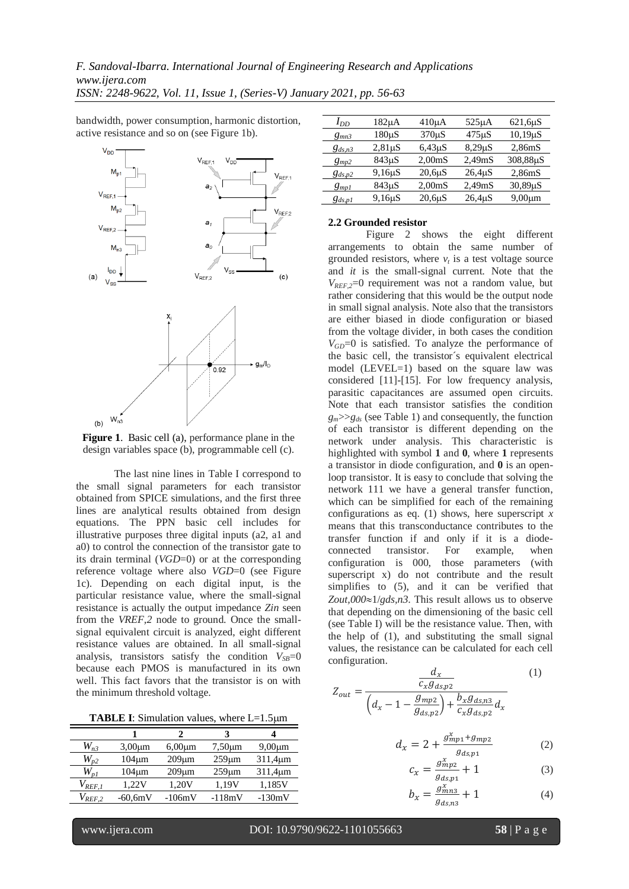bandwidth, power consumption, harmonic distortion, active resistance and so on (see Figure 1b).

**Figure 1**. Basic cell (a), performance plane in the design variables space (b), programmable cell (c).

The last nine lines in Table I correspond to the small signal parameters for each transistor obtained from SPICE simulations, and the first three lines are analytical results obtained from design equations. The PPN basic cell includes for illustrative purposes three digital inputs (a2, a1 and a0) to control the connection of the transistor gate to its drain terminal (*VGD*=0) or at the corresponding reference voltage where also *VGD*=0 (see Figure 1c). Depending on each digital input, is the particular resistance value, where the small-signal resistance is actually the output impedance *Zin* seen from the *VREF,2* node to ground. Once the small-signal equivalent circuit is analyzed, eight different resistance values are obtained. In all small-signal analysis, transistors satisfy the condition $V_{SB}$=0 because each PMOS is manufactured in its own well. This fact favors that the transistor is on with the minimum threshold voltage.

**TABLE I**: Simulation values, where L=1.5μm

| | 1 | 2 | 3 | 4 |
|---|---|---|---|---|
| $W_{n3}$ | 3,00μm | 6,00μm | 7,50μm | 9,00μm |
| $W_{p2}$ | 104μm | 209μm | 259μm | 311,4μm |
| $W_{p1}$ | 104μm | 209μm | 259μm | 311,4μm |
| $V_{REF,1}$ | 1,22V | 1,20V | 1,19V | 1,185V |
| $V_{REF,2}$ | -60,6mV | -106mV | -118mV | -130mV |
| $I_{DD}$ | 182μA | 410μA | 525μA | 621,6μS |
| $g_{mn3}$ | 180μS | 370μS | 475μS | 10,19μS |
| $g_{ds,n3}$ | 2,81μS | 6,43μS | 8,29μS | 2,86mS |
| $g_{mp2}$ | 843μS | 2,00mS | 2,49mS | 308,88μS |
| $g_{ds,p2}$ | 9,16μS | 20,6μS | 26,4μS | 2,86mS |
| $g_{mp1}$ | 843μS | 2,00mS | 2,49mS | 30,89μS |
| $g_{ds,p1}$ | 9,16μS | 20,6μS | 26,4μS | 9,00μm |

### 2.2 Grounded resistor

Figure 2 shows the eight different arrangements to obtain the same number of grounded resistors, where $v_t$ is a test voltage source and *it* is the small-signal current. Note that the $V_{REF,2}$=0 requirement was not a random value, but rather considering that this would be the output node in small signal analysis. Note also that the transistors are either biased in diode configuration or biased from the voltage divider, in both cases the condition $V_{GD}$=0 is satisfied. To analyze the performance of the basic cell, the transistor´s equivalent electrical model (LEVEL=1) based on the square law was considered [11]-[15]. For low frequency analysis, parasitic capacitances are assumed open circuits. Note that each transistor satisfies the condition $g_m$>>$g_{ds}$ (see Table 1) and consequently, the function of each transistor is different depending on the network under analysis. This characteristic is highlighted with symbol **1** and **0**, where **1** represents a transistor in diode configuration, and **0** is an open-loop transistor. It is easy to conclude that solving the network 111 we have a general transfer function, which can be simplified for each of the remaining configurations as eq. (1) shows, here superscript *x* means that this transconductance contributes to the transfer function if and only if it is a diode-connected transistor. For example, when configuration is 000, those parameters (with superscript x) do not contribute and the result simplifies to (5), and it can be verified that $Z_{out,000} \approx 1/g_{ds,n3}$. This result allows us to observe that depending on the dimensioning of the basic cell (see Table I) will be the resistance value. Then, with the help of (1), and substituting the small signal values, the resistance can be calculated for each cell configuration.

$$Z_{out} = \frac{\dfrac{d_x}{c_x g_{ds,p2}}}{\left(d_x - 1 - \dfrac{g_{mp2}}{g_{ds,p2}}\right) + \dfrac{b_x g_{ds,n3}}{c_x g_{ds,p2}} d_x} \tag{1}$$

$$d_x = 2 + \frac{g_{mp1}^x + g_{mp2}}{g_{ds,p1}} \tag{2}$$

$$c_x = \frac{g_{mp2}^x}{g_{ds,p1}} + 1 \tag{3}$$

$$b_x = \frac{g_{mn3}^x}{g_{ds,n3}} + 1 \tag{4}$$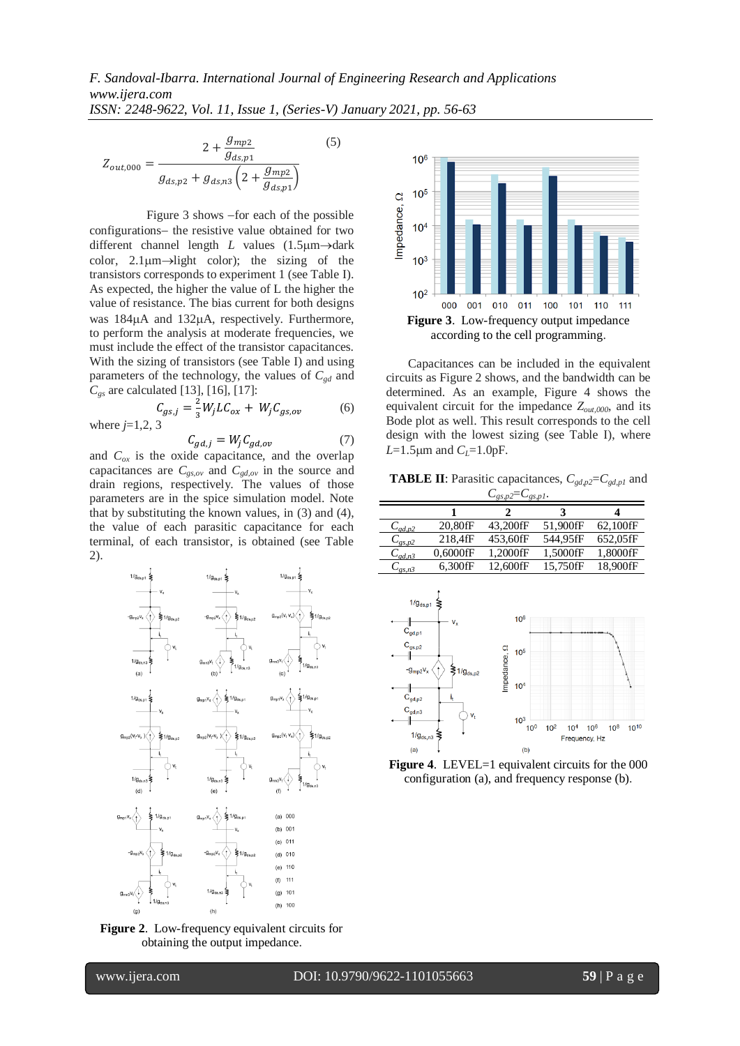$$Z_{out,000} = \frac{2 + \frac{g_{mp2}}{g_{ds,p1}}}{g_{ds,p2} + g_{ds,n3}\left(2 + \frac{g_{mp2}}{g_{ds,p1}}\right)} \quad (5)$$

Figure 3 shows –for each of the possible configurations– the resistive value obtained for two different channel length $L$ values (1.5µm→dark color, 2.1µm→light color); the sizing of the transistors corresponds to experiment 1 (see Table I). As expected, the higher the value of L the higher the value of resistance. The bias current for both designs was 184µA and 132µA, respectively. Furthermore, to perform the analysis at moderate frequencies, we must include the effect of the transistor capacitances. With the sizing of transistors (see Table I) and using parameters of the technology, the values of $C_{gd}$ and $C_{gs}$ are calculated [13], [16], [17]:

$$C_{gs,j} = \frac{2}{3}W_j L C_{ox} + W_j C_{gs,ov} \quad (6)$$

where $j$=1,2, 3

$$C_{gd,j} = W_j C_{gd,ov} \quad (7)$$

and $C_{ox}$ is the oxide capacitance, and the overlap capacitances are $C_{gs,ov}$ and $C_{gd,ov}$ in the source and drain regions, respectively. The values of those parameters are in the spice simulation model. Note that by substituting the known values, in (3) and (4), the value of each parasitic capacitance for each terminal, of each transistor, is obtained (see Table 2).

**Figure 2**. Low-frequency equivalent circuits for obtaining the output impedance.

**Figure 3**. Low-frequency output impedance according to the cell programming.

Capacitances can be included in the equivalent circuits as Figure 2 shows, and the bandwidth can be determined. As an example, Figure 4 shows the equivalent circuit for the impedance $Z_{out,000}$, and its Bode plot as well. This result corresponds to the cell design with the lowest sizing (see Table I), where $L$=1.5µm and $C_L$=1.0pF.

**TABLE II**: Parasitic capacitances, $C_{gd,p2}$=$C_{gd,p1}$ and $C_{gs,p2}$=$C_{gs,p1}$.

| | 1 | 2 | 3 | 4 |
|---|---|---|---|---|
| $C_{gd,p2}$ | 20,80fF | 43,200fF | 51,900fF | 62,100fF |
| $C_{gs,p2}$ | 218,4fF | 453,60fF | 544,95fF | 652,05fF |
| $C_{gd,n3}$ | 0,6000fF | 1,2000fF | 1,5000fF | 1,8000fF |
| $C_{gs,n3}$ | 6,300fF | 12,600fF | 15,750fF | 18,900fF |

**Figure 4**. LEVEL=1 equivalent circuits for the 000 configuration (a), and frequency response (b).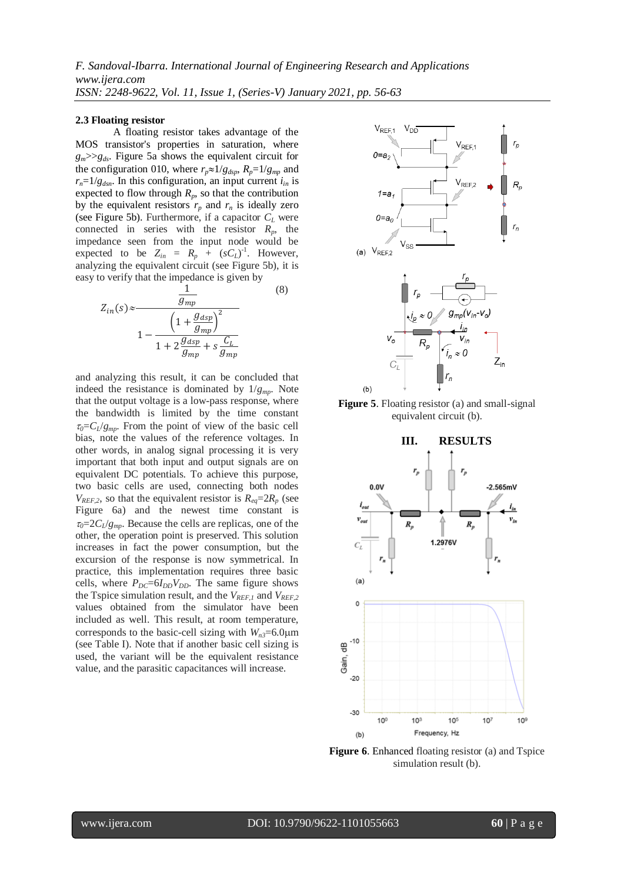### 2.3 Floating resistor

A floating resistor takes advantage of the MOS transistor's properties in saturation, where $g_m >> g_{ds}$. Figure 5a shows the equivalent circuit for the configuration 010, where $r_p \approx 1/g_{dsp}$, $R_p = 1/g_{mp}$ and $r_n = 1/g_{dsn}$. In this configuration, an input current $i_{in}$ is expected to flow through $R_p$, so that the contribution by the equivalent resistors $r_p$ and $r_n$ is ideally zero (see Figure 5b). Furthermore, if a capacitor $C_L$ were connected in series with the resistor $R_p$, the impedance seen from the input node would be expected to be $Z_{in} = R_p + (sC_L)^{-1}$. However, analyzing the equivalent circuit (see Figure 5b), it is easy to verify that the impedance is given by

$$Z_{in}(s) \approx \frac{\dfrac{1}{g_{mp}}}{1 - \dfrac{\left(1 + \dfrac{g_{dsp}}{g_{mp}}\right)^2}{1 + 2\dfrac{g_{dsp}}{g_{mp}} + s\dfrac{C_L}{g_{mp}}}} \tag{8}$$

and analyzing this result, it can be concluded that indeed the resistance is dominated by $1/g_{mp}$. Note that the output voltage is a low-pass response, where the bandwidth is limited by the time constant $\tau_0 = C_L/g_{mp}$. From the point of view of the basic cell bias, note the values of the reference voltages. In other words, in analog signal processing it is very important that both input and output signals are on equivalent DC potentials. To achieve this purpose, two basic cells are used, connecting both nodes $V_{REF,2}$, so that the equivalent resistor is $R_{eq} = 2R_p$ (see Figure 6a) and the newest time constant is $\tau_0 = 2C_L/g_{mp}$. Because the cells are replicas, one of the other, the operation point is preserved. This solution increases in fact the power consumption, but the excursion of the response is now symmetrical. In practice, this implementation requires three basic cells, where $P_{DC} = 6I_{DD}V_{DD}$. The same figure shows the Tspice simulation result, and the $V_{REF,1}$ and $V_{REF,2}$ values obtained from the simulator have been included as well. This result, at room temperature, corresponds to the basic-cell sizing with $W_{n3} = 6.0\mu$m (see Table I). Note that if another basic cell sizing is used, the variant will be the equivalent resistance value, and the parasitic capacitances will increase.

**Figure 5**. Floating resistor (a) and small-signal equivalent circuit (b).

## III. RESULTS

**Figure 6**. Enhanced floating resistor (a) and Tspice simulation result (b).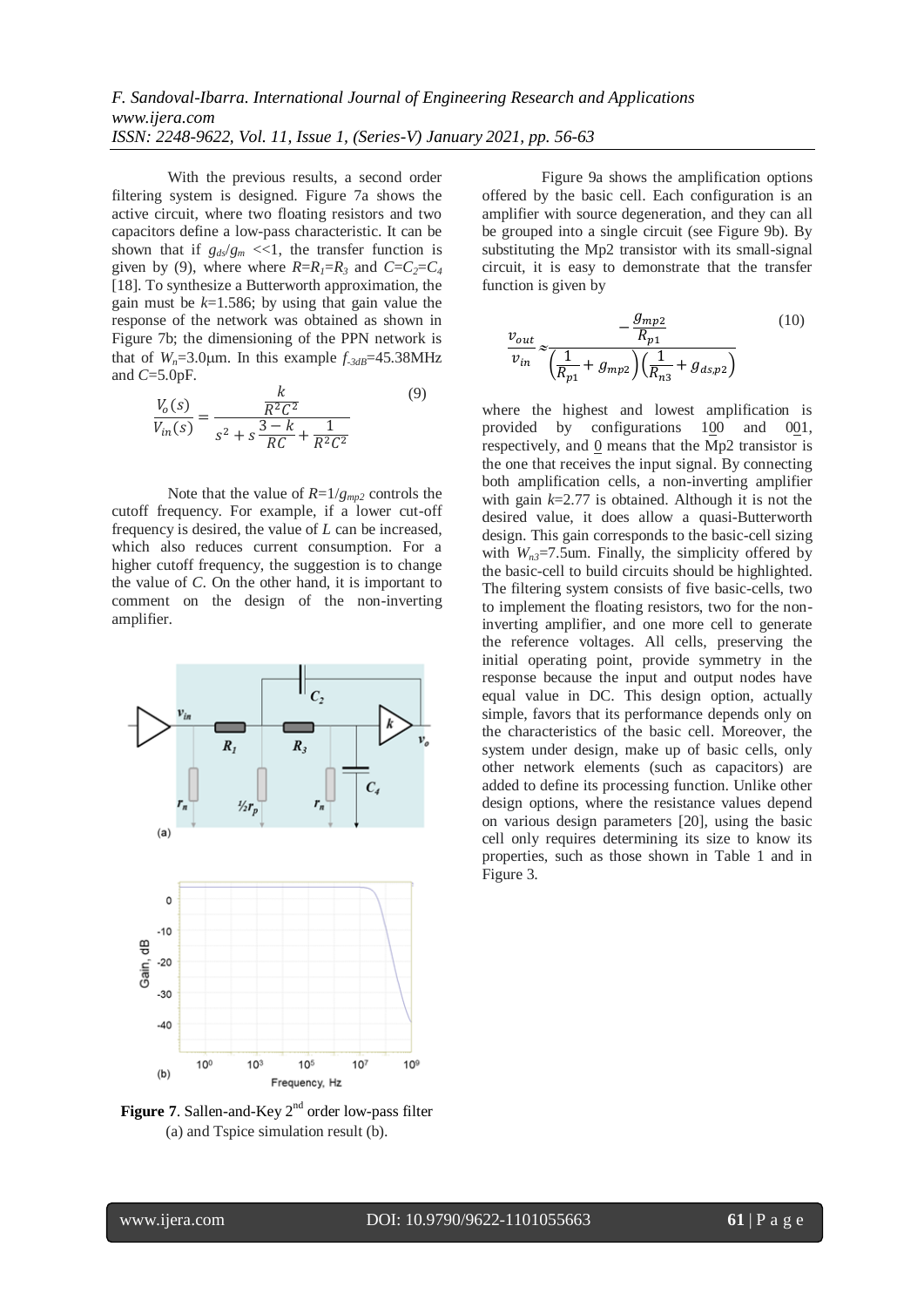With the previous results, a second order filtering system is designed. Figure 7a shows the active circuit, where two floating resistors and two capacitors define a low-pass characteristic. It can be shown that if $g_{ds}/g_m$ <<1, the transfer function is given by (9), where where $R=R_1=R_3$ and $C=C_2=C_4$ [18]. To synthesize a Butterworth approximation, the gain must be $k$=1.586; by using that gain value the response of the network was obtained as shown in Figure 7b; the dimensioning of the PPN network is that of $W_n$=3.0μm. In this example $f_{-3dB}$=45.38MHz and $C$=5.0pF.

$$\frac{V_o(s)}{V_{in}(s)} = \frac{\frac{k}{R^2C^2}}{s^2 + s\frac{3-k}{RC} + \frac{1}{R^2C^2}} \tag{9}$$

Note that the value of $R=1/g_{mp2}$ controls the cutoff frequency. For example, if a lower cut-off frequency is desired, the value of $L$ can be increased, which also reduces current consumption. For a higher cutoff frequency, the suggestion is to change the value of $C$. On the other hand, it is important to comment on the design of the non-inverting amplifier.

**Figure 7**. Sallen-and-Key 2nd order low-pass filter (a) and Tspice simulation result (b).

Figure 9a shows the amplification options offered by the basic cell. Each configuration is an amplifier with source degeneration, and they can all be grouped into a single circuit (see Figure 9b). By substituting the Mp2 transistor with its small-signal circuit, it is easy to demonstrate that the transfer function is given by

$$\frac{v_{out}}{v_{in}} \approx \frac{-\frac{g_{mp2}}{R_{p1}}}{\left(\frac{1}{R_{p1}} + g_{mp2}\right)\left(\frac{1}{R_{n3}} + g_{ds,p2}\right)} \tag{10}$$

where the highest and lowest amplification is provided by configurations 1<u>0</u>0 and 0<u>0</u>1, respectively, and <u>0</u> means that the Mp2 transistor is the one that receives the input signal. By connecting both amplification cells, a non-inverting amplifier with gain $k$=2.77 is obtained. Although it is not the desired value, it does allow a quasi-Butterworth design. This gain corresponds to the basic-cell sizing with $W_{n3}$=7.5um. Finally, the simplicity offered by the basic-cell to build circuits should be highlighted. The filtering system consists of five basic-cells, two to implement the floating resistors, two for the non-inverting amplifier, and one more cell to generate the reference voltages. All cells, preserving the initial operating point, provide symmetry in the response because the input and output nodes have equal value in DC. This design option, actually simple, favors that its performance depends only on the characteristics of the basic cell. Moreover, the system under design, make up of basic cells, only other network elements (such as capacitors) are added to define its processing function. Unlike other design options, where the resistance values depend on various design parameters [20], using the basic cell only requires determining its size to know its properties, such as those shown in Table 1 and in Figure 3.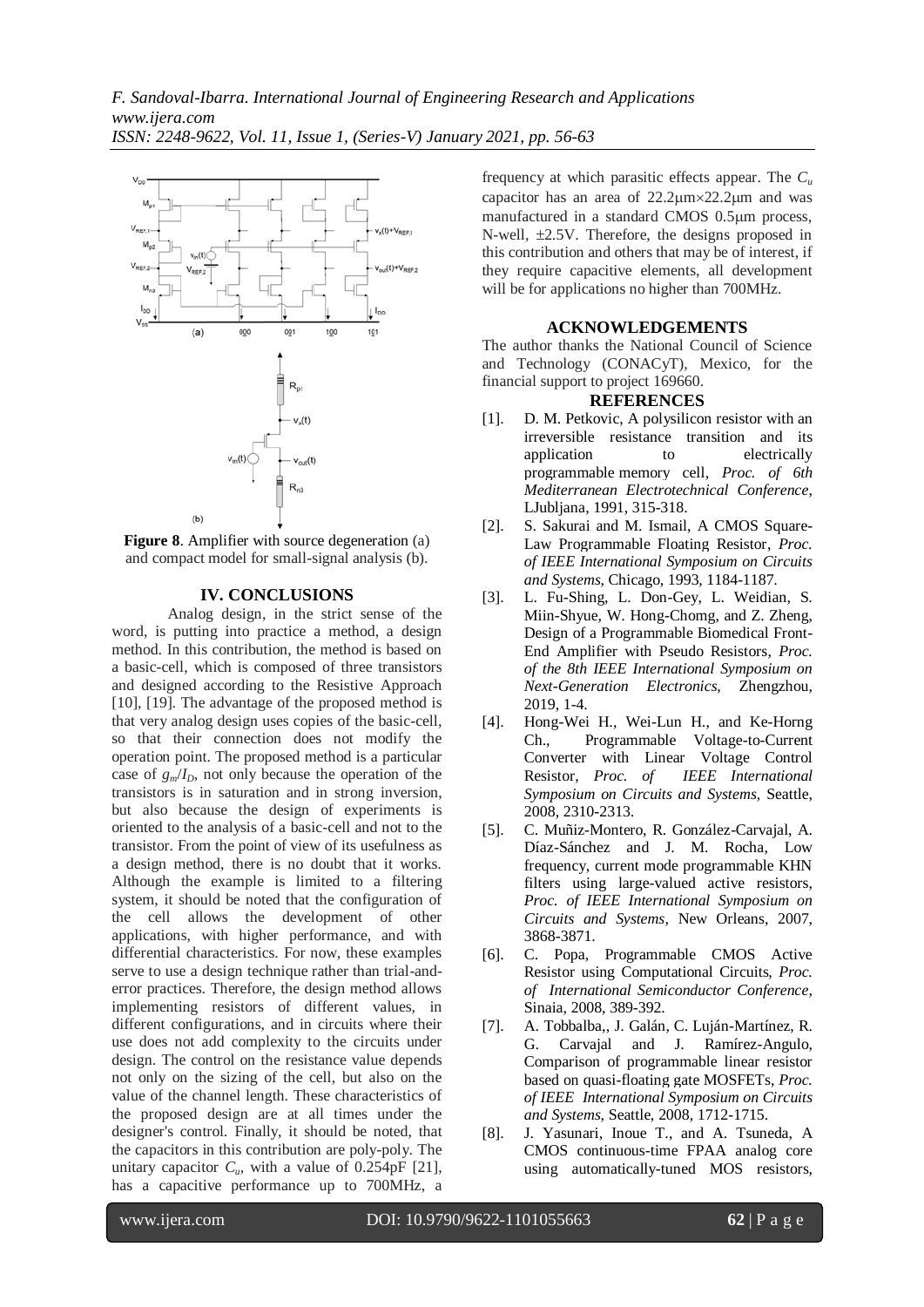**Figure 8**. Amplifier with source degeneration (a) and compact model for small-signal analysis (b).

## IV. CONCLUSIONS

Analog design, in the strict sense of the word, is putting into practice a method, a design method. In this contribution, the method is based on a basic-cell, which is composed of three transistors and designed according to the Resistive Approach [10], [19]. The advantage of the proposed method is that very analog design uses copies of the basic-cell, so that their connection does not modify the operation point. The proposed method is a particular case of $g_m/I_D$, not only because the operation of the transistors is in saturation and in strong inversion, but also because the design of experiments is oriented to the analysis of a basic-cell and not to the transistor. From the point of view of its usefulness as a design method, there is no doubt that it works. Although the example is limited to a filtering system, it should be noted that the configuration of the cell allows the development of other applications, with higher performance, and with differential characteristics. For now, these examples serve to use a design technique rather than trial-and-error practices. Therefore, the design method allows implementing resistors of different values, in different configurations, and in circuits where their use does not add complexity to the circuits under design. The control on the resistance value depends not only on the sizing of the cell, but also on the value of the channel length. These characteristics of the proposed design are at all times under the designer's control. Finally, it should be noted, that the capacitors in this contribution are poly-poly. The unitary capacitor $C_u$, with a value of 0.254pF [21], has a capacitive performance up to 700MHz, a frequency at which parasitic effects appear. The $C_u$ capacitor has an area of 22.2μm×22.2μm and was manufactured in a standard CMOS 0.5μm process, N-well, ±2.5V. Therefore, the designs proposed in this contribution and others that may be of interest, if they require capacitive elements, all development will be for applications no higher than 700MHz.

## ACKNOWLEDGEMENTS

The author thanks the National Council of Science and Technology (CONACyT), Mexico, for the financial support to project 169660.

## REFERENCES

[1]. D. M. Petkovic, A polysilicon resistor with an irreversible resistance transition and its application to electrically programmable memory cell, *Proc. of 6th Mediterranean Electrotechnical Conference*, LJubljana, 1991, 315-318.

[2]. S. Sakurai and M. Ismail, A CMOS Square-Law Programmable Floating Resistor, *Proc. of IEEE International Symposium on Circuits and Systems*, Chicago, 1993, 1184-1187.

[3]. L. Fu-Shing, L. Don-Gey, L. Weidian, S. Miin-Shyue, W. Hong-Chomg, and Z. Zheng, Design of a Programmable Biomedical Front-End Amplifier with Pseudo Resistors, *Proc. of the 8th IEEE International Symposium on Next-Generation Electronics*, Zhengzhou, 2019, 1-4.

[4]. Hong-Wei H., Wei-Lun H., and Ke-Horng Ch., Programmable Voltage-to-Current Converter with Linear Voltage Control Resistor, *Proc. of IEEE International Symposium on Circuits and Systems*, Seattle, 2008, 2310-2313.

[5]. C. Muñiz-Montero, R. González-Carvajal, A. Díaz-Sánchez and J. M. Rocha, Low frequency, current mode programmable KHN filters using large-valued active resistors, *Proc. of IEEE International Symposium on Circuits and Systems*, New Orleans, 2007, 3868-3871.

[6]. C. Popa, Programmable CMOS Active Resistor using Computational Circuits, *Proc. of International Semiconductor Conference*, Sinaia, 2008, 389-392.

[7]. A. Tobbalba,, J. Galán, C. Luján-Martínez, R. G. Carvajal and J. Ramírez-Angulo, Comparison of programmable linear resistor based on quasi-floating gate MOSFETs, *Proc. of IEEE International Symposium on Circuits and Systems*, Seattle, 2008, 1712-1715.

[8]. J. Yasunari, Inoue T., and A. Tsuneda, A CMOS continuous-time FPAA analog core using automatically-tuned MOS resistors,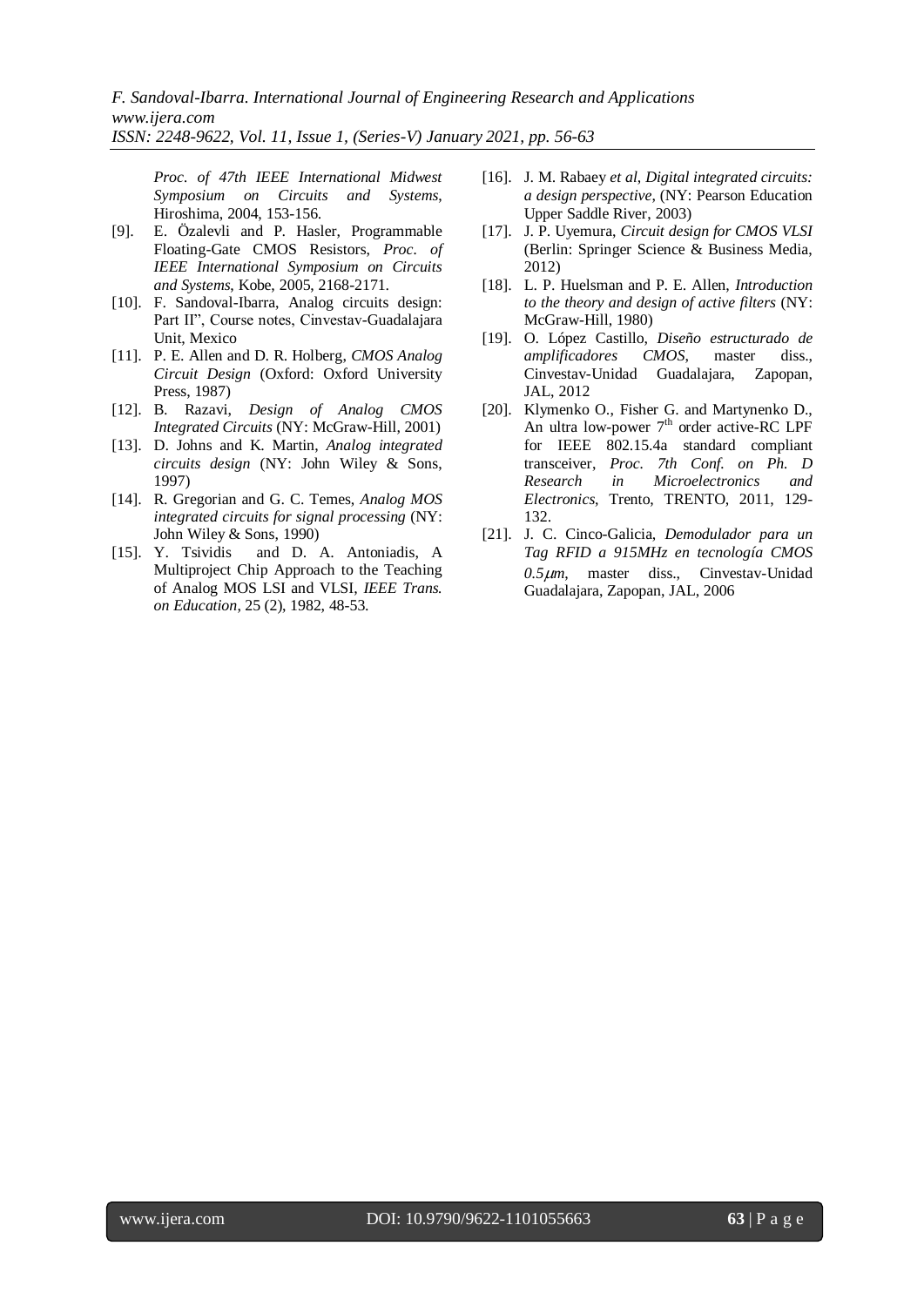*Proc. of 47th IEEE International Midwest Symposium on Circuits and Systems*, Hiroshima, 2004, 153-156.

[9]. E. Özalevli and P. Hasler, Programmable Floating-Gate CMOS Resistors, *Proc. of IEEE International Symposium on Circuits and Systems*, Kobe, 2005, 2168-2171.

[10]. F. Sandoval-Ibarra, Analog circuits design: Part II", Course notes, Cinvestav-Guadalajara Unit, Mexico

[11]. P. E. Allen and D. R. Holberg, *CMOS Analog Circuit Design* (Oxford: Oxford University Press, 1987)

[12]. B. Razavi, *Design of Analog CMOS Integrated Circuits* (NY: McGraw-Hill, 2001)

[13]. D. Johns and K. Martin, *Analog integrated circuits design* (NY: John Wiley & Sons, 1997)

[14]. R. Gregorian and G. C. Temes, *Analog MOS integrated circuits for signal processing* (NY: John Wiley & Sons, 1990)

[15]. Y. Tsividis and D. A. Antoniadis, A Multiproject Chip Approach to the Teaching of Analog MOS LSI and VLSI, *IEEE Trans. on Education*, 25 (2), 1982, 48-53.

[16]. J. M. Rabaey *et al*, *Digital integrated circuits: a design perspective*, (NY: Pearson Education Upper Saddle River, 2003)

[17]. J. P. Uyemura, *Circuit design for CMOS VLSI* (Berlin: Springer Science & Business Media, 2012)

[18]. L. P. Huelsman and P. E. Allen, *Introduction to the theory and design of active filters* (NY: McGraw-Hill, 1980)

[19]. O. López Castillo, *Diseño estructurado de amplificadores CMOS*, master diss., Cinvestav-Unidad Guadalajara, Zapopan, JAL, 2012

[20]. Klymenko O., Fisher G. and Martynenko D., An ultra low-power 7th order active-RC LPF for IEEE 802.15.4a standard compliant transceiver, *Proc. 7th Conf. on Ph. D Research in Microelectronics and Electronics*, Trento, TRENTO, 2011, 129-132.

[21]. J. C. Cinco-Galicia, *Demodulador para un Tag RFID a 915MHz en tecnología CMOS 0.5μm*, master diss., Cinvestav-Unidad Guadalajara, Zapopan, JAL, 2006